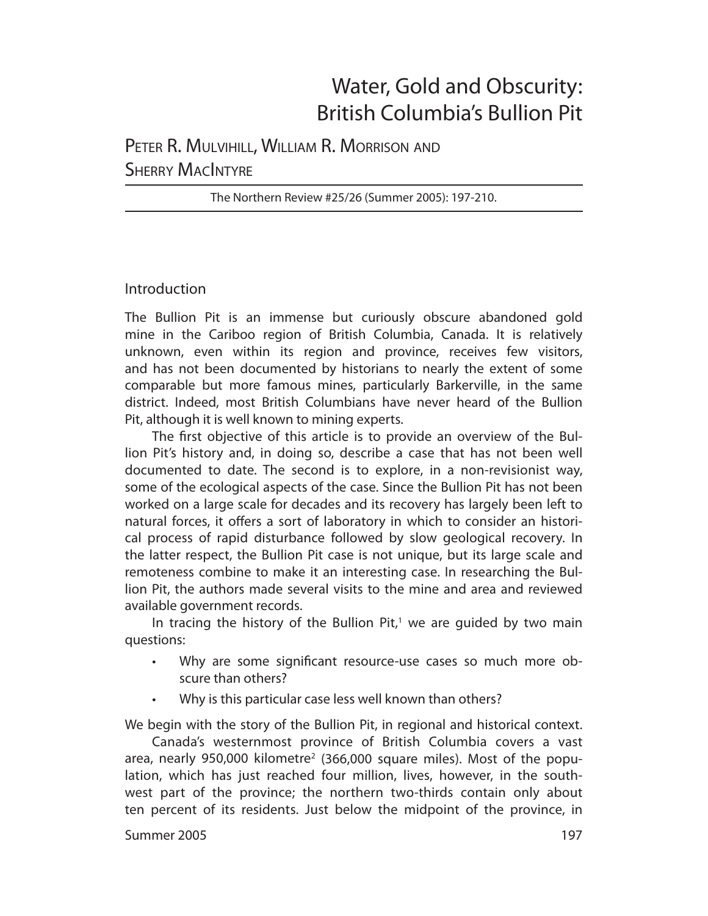# Water, Gold and Obscurity: British Columbia's Bullion Pit

Peter R. Mulvihill, William R. Morrison and Sherry MacIntyre

The Northern Review #25/26 (Summer 2005): 197-210.

## Introduction

The Bullion Pit is an immense but curiously obscure abandoned gold mine in the Cariboo region of British Columbia, Canada. It is relatively unknown, even within its region and province, receives few visitors, and has not been documented by historians to nearly the extent of some comparable but more famous mines, particularly Barkerville, in the same district. Indeed, most British Columbians have never heard of the Bullion Pit, although it is well known to mining experts.

The first objective of this article is to provide an overview of the Bullion Pit's history and, in doing so, describe a case that has not been well documented to date. The second is to explore, in a non-revisionist way, some of the ecological aspects of the case. Since the Bullion Pit has not been worked on a large scale for decades and its recovery has largely been left to natural forces, it offers a sort of laboratory in which to consider an historical process of rapid disturbance followed by slow geological recovery. In the latter respect, the Bullion Pit case is not unique, but its large scale and remoteness combine to make it an interesting case. In researching the Bullion Pit, the authors made several visits to the mine and area and reviewed available government records.

In tracing the history of the Bullion Pit,[1] we are guided by two main questions:

- Why are some significant resource-use cases so much more obscure than others?
- Why is this particular case less well known than others?

We begin with the story of the Bullion Pit, in regional and historical context.

Canada's westernmost province of British Columbia covers a vast area, nearly 950,000 kilometre[2] (366,000 square miles). Most of the population, which has just reached four million, lives, however, in the southwest part of the province; the northern two-thirds contain only about ten percent of its residents. Just below the midpoint of the province, in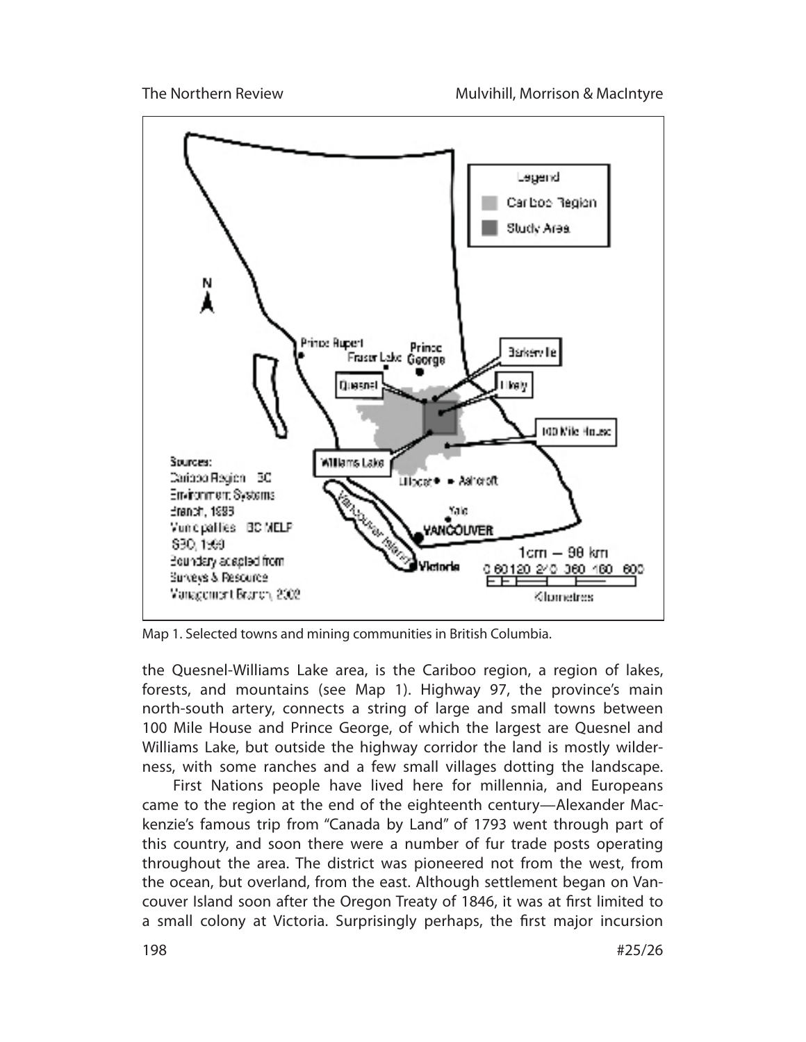Map 1. Selected towns and mining communities in British Columbia.

the Quesnel-Williams Lake area, is the Cariboo region, a region of lakes, forests, and mountains (see Map 1). Highway 97, the province's main north-south artery, connects a string of large and small towns between 100 Mile House and Prince George, of which the largest are Quesnel and Williams Lake, but outside the highway corridor the land is mostly wilderness, with some ranches and a few small villages dotting the landscape.

First Nations people have lived here for millennia, and Europeans came to the region at the end of the eighteenth century—Alexander Mackenzie's famous trip from "Canada by Land" of 1793 went through part of this country, and soon there were a number of fur trade posts operating throughout the area. The district was pioneered not from the west, from the ocean, but overland, from the east. Although settlement began on Vancouver Island soon after the Oregon Treaty of 1846, it was at first limited to a small colony at Victoria. Surprisingly perhaps, the first major incursion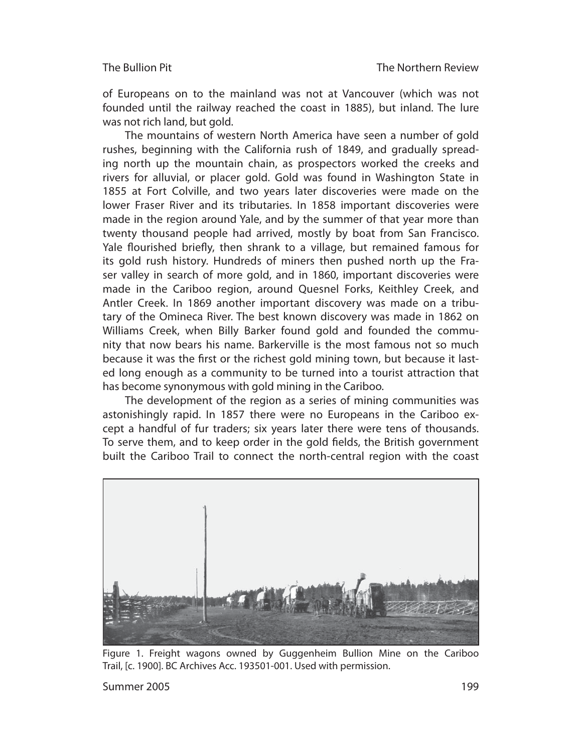of Europeans on to the mainland was not at Vancouver (which was not founded until the railway reached the coast in 1885), but inland. The lure was not rich land, but gold.

The mountains of western North America have seen a number of gold rushes, beginning with the California rush of 1849, and gradually spreading north up the mountain chain, as prospectors worked the creeks and rivers for alluvial, or placer gold. Gold was found in Washington State in 1855 at Fort Colville, and two years later discoveries were made on the lower Fraser River and its tributaries. In 1858 important discoveries were made in the region around Yale, and by the summer of that year more than twenty thousand people had arrived, mostly by boat from San Francisco. Yale flourished briefly, then shrank to a village, but remained famous for its gold rush history. Hundreds of miners then pushed north up the Fraser valley in search of more gold, and in 1860, important discoveries were made in the Cariboo region, around Quesnel Forks, Keithley Creek, and Antler Creek. In 1869 another important discovery was made on a tributary of the Omineca River. The best known discovery was made in 1862 on Williams Creek, when Billy Barker found gold and founded the community that now bears his name. Barkerville is the most famous not so much because it was the first or the richest gold mining town, but because it lasted long enough as a community to be turned into a tourist attraction that has become synonymous with gold mining in the Cariboo.

The development of the region as a series of mining communities was astonishingly rapid. In 1857 there were no Europeans in the Cariboo except a handful of fur traders; six years later there were tens of thousands. To serve them, and to keep order in the gold fields, the British government built the Cariboo Trail to connect the north-central region with the coast

Figure 1. Freight wagons owned by Guggenheim Bullion Mine on the Cariboo Trail, [c. 1900]. BC Archives Acc. 193501-001. Used with permission.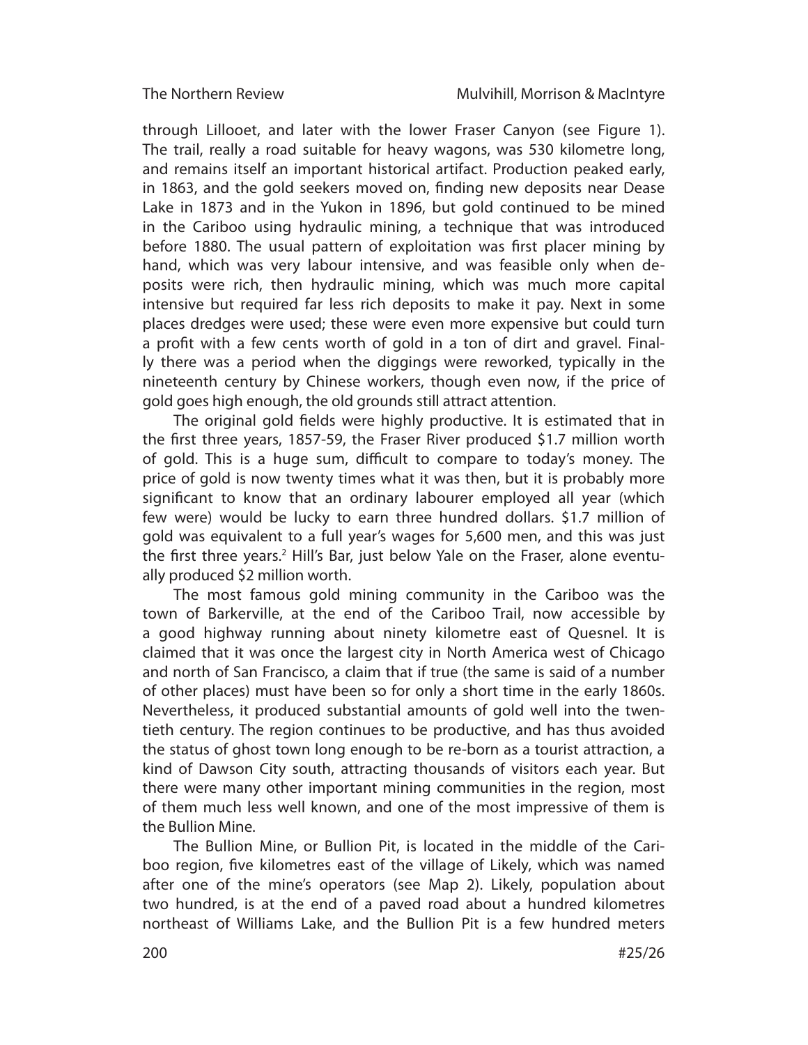through Lillooet, and later with the lower Fraser Canyon (see Figure 1). The trail, really a road suitable for heavy wagons, was 530 kilometre long, and remains itself an important historical artifact. Production peaked early, in 1863, and the gold seekers moved on, finding new deposits near Dease Lake in 1873 and in the Yukon in 1896, but gold continued to be mined in the Cariboo using hydraulic mining, a technique that was introduced before 1880. The usual pattern of exploitation was first placer mining by hand, which was very labour intensive, and was feasible only when deposits were rich, then hydraulic mining, which was much more capital intensive but required far less rich deposits to make it pay. Next in some places dredges were used; these were even more expensive but could turn a profit with a few cents worth of gold in a ton of dirt and gravel. Finally there was a period when the diggings were reworked, typically in the nineteenth century by Chinese workers, though even now, if the price of gold goes high enough, the old grounds still attract attention.

The original gold fields were highly productive. It is estimated that in the first three years, 1857-59, the Fraser River produced \$1.7 million worth of gold. This is a huge sum, difficult to compare to today's money. The price of gold is now twenty times what it was then, but it is probably more significant to know that an ordinary labourer employed all year (which few were) would be lucky to earn three hundred dollars. \$1.7 million of gold was equivalent to a full year's wages for 5,600 men, and this was just the first three years.[2] Hill's Bar, just below Yale on the Fraser, alone eventually produced \$2 million worth.

The most famous gold mining community in the Cariboo was the town of Barkerville, at the end of the Cariboo Trail, now accessible by a good highway running about ninety kilometre east of Quesnel. It is claimed that it was once the largest city in North America west of Chicago and north of San Francisco, a claim that if true (the same is said of a number of other places) must have been so for only a short time in the early 1860s. Nevertheless, it produced substantial amounts of gold well into the twentieth century. The region continues to be productive, and has thus avoided the status of ghost town long enough to be re-born as a tourist attraction, a kind of Dawson City south, attracting thousands of visitors each year. But there were many other important mining communities in the region, most of them much less well known, and one of the most impressive of them is the Bullion Mine.

The Bullion Mine, or Bullion Pit, is located in the middle of the Cariboo region, five kilometres east of the village of Likely, which was named after one of the mine's operators (see Map 2). Likely, population about two hundred, is at the end of a paved road about a hundred kilometres northeast of Williams Lake, and the Bullion Pit is a few hundred meters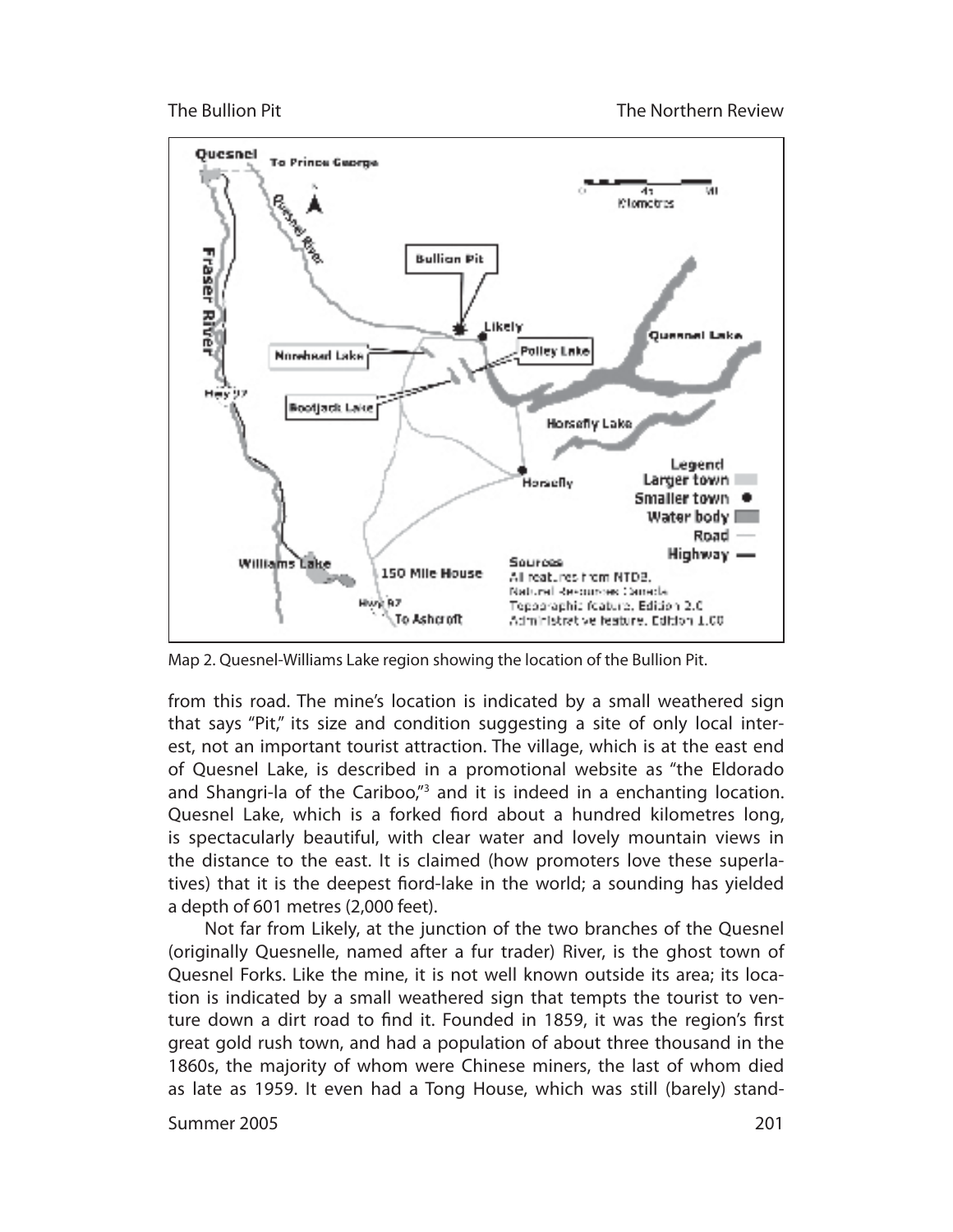Map 2. Quesnel-Williams Lake region showing the location of the Bullion Pit.

from this road. The mine's location is indicated by a small weathered sign that says "Pit," its size and condition suggesting a site of only local interest, not an important tourist attraction. The village, which is at the east end of Quesnel Lake, is described in a promotional website as "the Eldorado and Shangri-la of the Cariboo,"[3] and it is indeed in an enchanting location. Quesnel Lake, which is a forked fiord about a hundred kilometres long, is spectacularly beautiful, with clear water and lovely mountain views in the distance to the east. It is claimed (how promoters love these superlatives) that it is the deepest fiord-lake in the world; a sounding has yielded a depth of 601 metres (2,000 feet).

Not far from Likely, at the junction of the two branches of the Quesnel (originally Quesnelle, named after a fur trader) River, is the ghost town of Quesnel Forks. Like the mine, it is not well known outside its area; its location is indicated by a small weathered sign that tempts the tourist to venture down a dirt road to find it. Founded in 1859, it was the region's first great gold rush town, and had a population of about three thousand in the 1860s, the majority of whom were Chinese miners, the last of whom died as late as 1959. It even had a Tong House, which was still (barely) stand-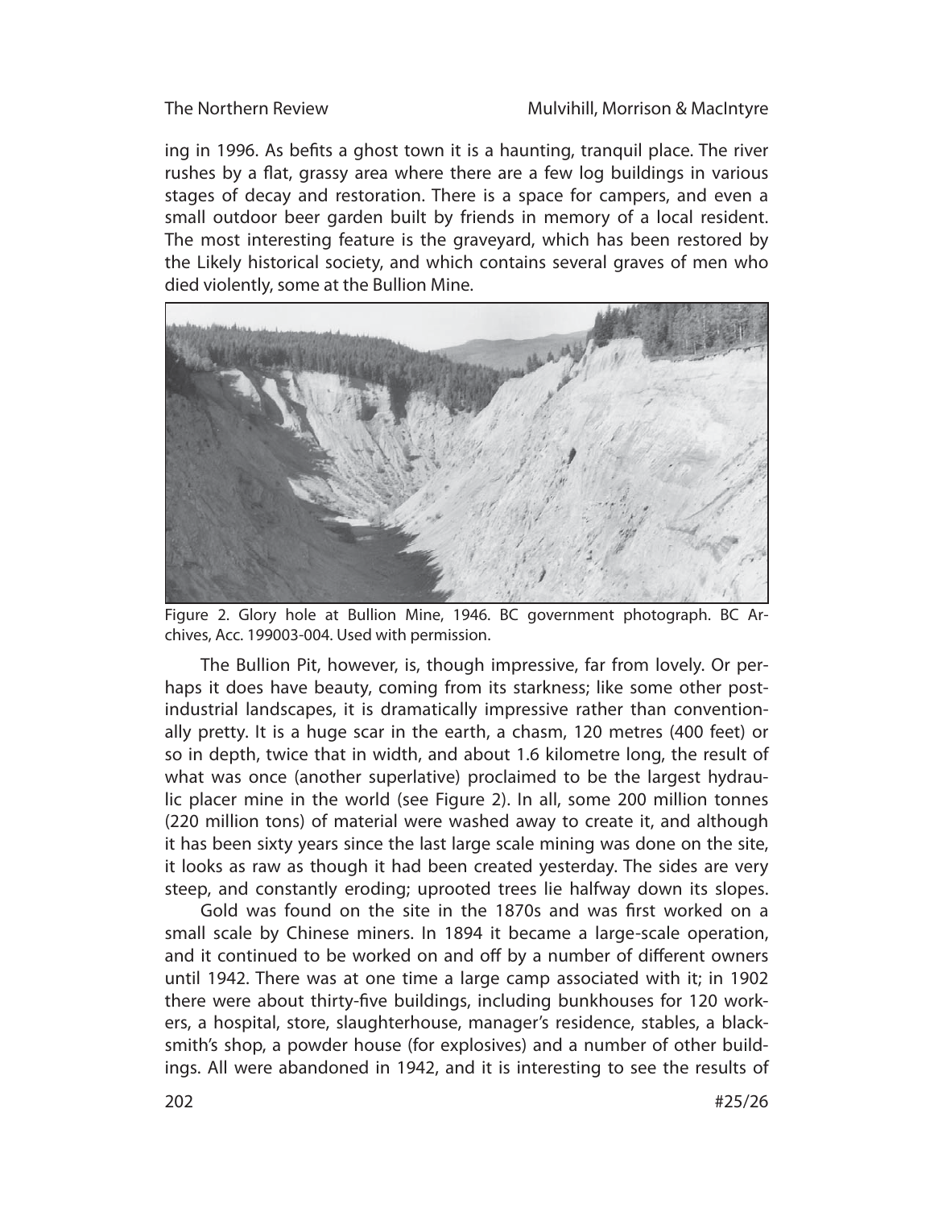ing in 1996. As befits a ghost town it is a haunting, tranquil place. The river rushes by a flat, grassy area where there are a few log buildings in various stages of decay and restoration. There is a space for campers, and even a small outdoor beer garden built by friends in memory of a local resident. The most interesting feature is the graveyard, which has been restored by the Likely historical society, and which contains several graves of men who died violently, some at the Bullion Mine.

Figure 2. Glory hole at Bullion Mine, 1946. BC government photograph. BC Archives, Acc. 199003-004. Used with permission.

The Bullion Pit, however, is, though impressive, far from lovely. Or perhaps it does have beauty, coming from its starkness; like some other post-industrial landscapes, it is dramatically impressive rather than conventionally pretty. It is a huge scar in the earth, a chasm, 120 metres (400 feet) or so in depth, twice that in width, and about 1.6 kilometre long, the result of what was once (another superlative) proclaimed to be the largest hydraulic placer mine in the world (see Figure 2). In all, some 200 million tonnes (220 million tons) of material were washed away to create it, and although it has been sixty years since the last large scale mining was done on the site, it looks as raw as though it had been created yesterday. The sides are very steep, and constantly eroding; uprooted trees lie halfway down its slopes.

Gold was found on the site in the 1870s and was first worked on a small scale by Chinese miners. In 1894 it became a large-scale operation, and it continued to be worked on and off by a number of different owners until 1942. There was at one time a large camp associated with it; in 1902 there were about thirty-five buildings, including bunkhouses for 120 workers, a hospital, store, slaughterhouse, manager's residence, stables, a blacksmith's shop, a powder house (for explosives) and a number of other buildings. All were abandoned in 1942, and it is interesting to see the results of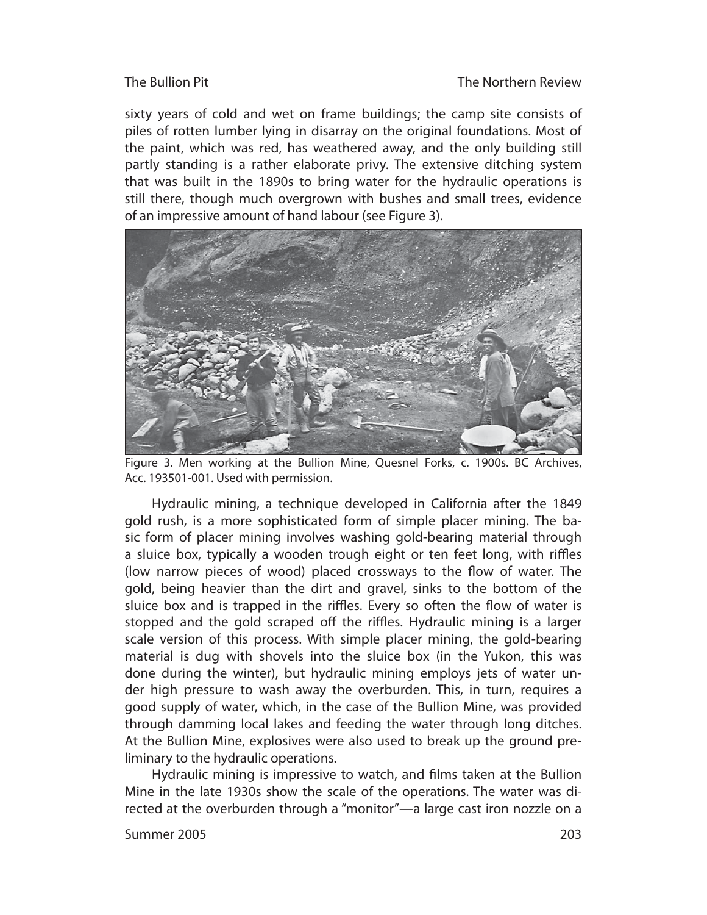sixty years of cold and wet on frame buildings; the camp site consists of piles of rotten lumber lying in disarray on the original foundations. Most of the paint, which was red, has weathered away, and the only building still partly standing is a rather elaborate privy. The extensive ditching system that was built in the 1890s to bring water for the hydraulic operations is still there, though much overgrown with bushes and small trees, evidence of an impressive amount of hand labour (see Figure 3).

Figure 3. Men working at the Bullion Mine, Quesnel Forks, c. 1900s. BC Archives, Acc. 193501-001. Used with permission.

Hydraulic mining, a technique developed in California after the 1849 gold rush, is a more sophisticated form of simple placer mining. The basic form of placer mining involves washing gold-bearing material through a sluice box, typically a wooden trough eight or ten feet long, with riffles (low narrow pieces of wood) placed crossways to the flow of water. The gold, being heavier than the dirt and gravel, sinks to the bottom of the sluice box and is trapped in the riffles. Every so often the flow of water is stopped and the gold scraped off the riffles. Hydraulic mining is a larger scale version of this process. With simple placer mining, the gold-bearing material is dug with shovels into the sluice box (in the Yukon, this was done during the winter), but hydraulic mining employs jets of water under high pressure to wash away the overburden. This, in turn, requires a good supply of water, which, in the case of the Bullion Mine, was provided through damming local lakes and feeding the water through long ditches. At the Bullion Mine, explosives were also used to break up the ground preliminary to the hydraulic operations.

Hydraulic mining is impressive to watch, and films taken at the Bullion Mine in the late 1930s show the scale of the operations. The water was directed at the overburden through a "monitor"—a large cast iron nozzle on a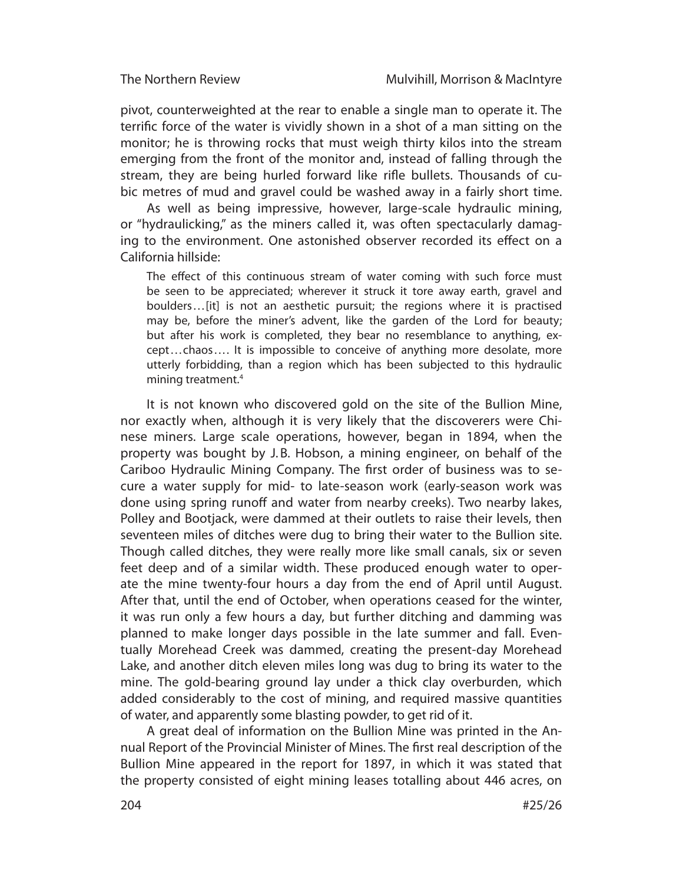pivot, counterweighted at the rear to enable a single man to operate it. The terrific force of the water is vividly shown in a shot of a man sitting on the monitor; he is throwing rocks that must weigh thirty kilos into the stream emerging from the front of the monitor and, instead of falling through the stream, they are being hurled forward like rifle bullets. Thousands of cubic metres of mud and gravel could be washed away in a fairly short time.

As well as being impressive, however, large-scale hydraulic mining, or "hydraulicking," as the miners called it, was often spectacularly damaging to the environment. One astonished observer recorded its effect on a California hillside:

> The effect of this continuous stream of water coming with such force must be seen to be appreciated; wherever it struck it tore away earth, gravel and boulders…[it] is not an aesthetic pursuit; the regions where it is practised may be, before the miner's advent, like the garden of the Lord for beauty; but after his work is completed, they bear no resemblance to anything, except…chaos…. It is impossible to conceive of anything more desolate, more utterly forbidding, than a region which has been subjected to this hydraulic mining treatment.[4]

It is not known who discovered gold on the site of the Bullion Mine, nor exactly when, although it is very likely that the discoverers were Chinese miners. Large scale operations, however, began in 1894, when the property was bought by J. B. Hobson, a mining engineer, on behalf of the Cariboo Hydraulic Mining Company. The first order of business was to secure a water supply for mid- to late-season work (early-season work was done using spring runoff and water from nearby creeks). Two nearby lakes, Polley and Bootjack, were dammed at their outlets to raise their levels, then seventeen miles of ditches were dug to bring their water to the Bullion site. Though called ditches, they were really more like small canals, six or seven feet deep and of a similar width. These produced enough water to operate the mine twenty-four hours a day from the end of April until August. After that, until the end of October, when operations ceased for the winter, it was run only a few hours a day, but further ditching and damming was planned to make longer days possible in the late summer and fall. Eventually Morehead Creek was dammed, creating the present-day Morehead Lake, and another ditch eleven miles long was dug to bring its water to the mine. The gold-bearing ground lay under a thick clay overburden, which added considerably to the cost of mining, and required massive quantities of water, and apparently some blasting powder, to get rid of it.

A great deal of information on the Bullion Mine was printed in the Annual Report of the Provincial Minister of Mines. The first real description of the Bullion Mine appeared in the report for 1897, in which it was stated that the property consisted of eight mining leases totalling about 446 acres, on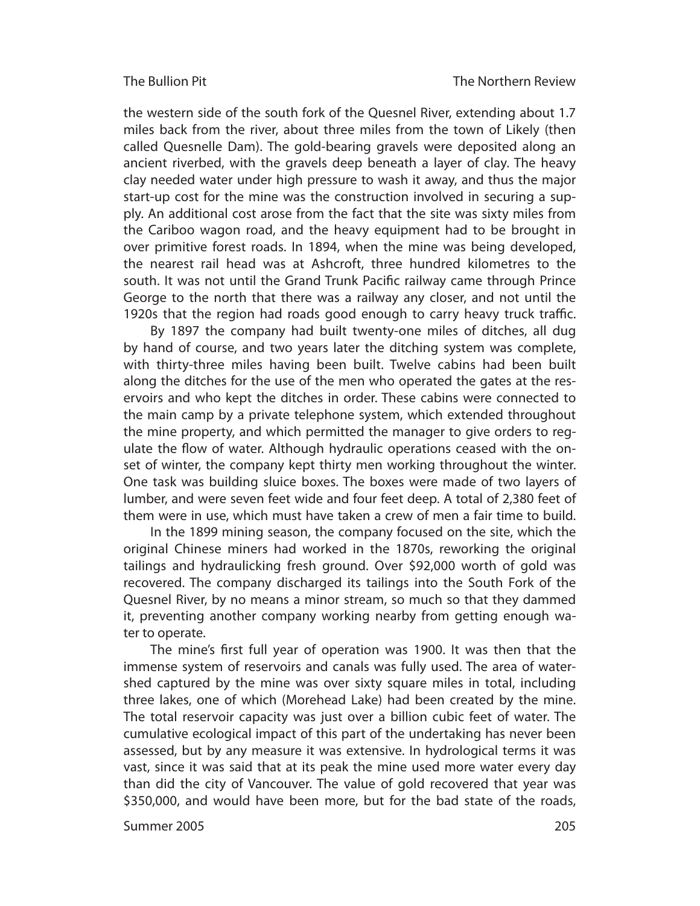the western side of the south fork of the Quesnel River, extending about 1.7 miles back from the river, about three miles from the town of Likely (then called Quesnelle Dam). The gold-bearing gravels were deposited along an ancient riverbed, with the gravels deep beneath a layer of clay. The heavy clay needed water under high pressure to wash it away, and thus the major start-up cost for the mine was the construction involved in securing a supply. An additional cost arose from the fact that the site was sixty miles from the Cariboo wagon road, and the heavy equipment had to be brought in over primitive forest roads. In 1894, when the mine was being developed, the nearest rail head was at Ashcroft, three hundred kilometres to the south. It was not until the Grand Trunk Pacific railway came through Prince George to the north that there was a railway any closer, and not until the 1920s that the region had roads good enough to carry heavy truck traffic.

By 1897 the company had built twenty-one miles of ditches, all dug by hand of course, and two years later the ditching system was complete, with thirty-three miles having been built. Twelve cabins had been built along the ditches for the use of the men who operated the gates at the reservoirs and who kept the ditches in order. These cabins were connected to the main camp by a private telephone system, which extended throughout the mine property, and which permitted the manager to give orders to regulate the flow of water. Although hydraulic operations ceased with the onset of winter, the company kept thirty men working throughout the winter. One task was building sluice boxes. The boxes were made of two layers of lumber, and were seven feet wide and four feet deep. A total of 2,380 feet of them were in use, which must have taken a crew of men a fair time to build.

In the 1899 mining season, the company focused on the site, which the original Chinese miners had worked in the 1870s, reworking the original tailings and hydraulicking fresh ground. Over $92,000 worth of gold was recovered. The company discharged its tailings into the South Fork of the Quesnel River, by no means a minor stream, so much so that they dammed it, preventing another company working nearby from getting enough water to operate.

The mine's first full year of operation was 1900. It was then that the immense system of reservoirs and canals was fully used. The area of watershed captured by the mine was over sixty square miles in total, including three lakes, one of which (Morehead Lake) had been created by the mine. The total reservoir capacity was just over a billion cubic feet of water. The cumulative ecological impact of this part of the undertaking has never been assessed, but by any measure it was extensive. In hydrological terms it was vast, since it was said that at its peak the mine used more water every day than did the city of Vancouver. The value of gold recovered that year was $350,000, and would have been more, but for the bad state of the roads,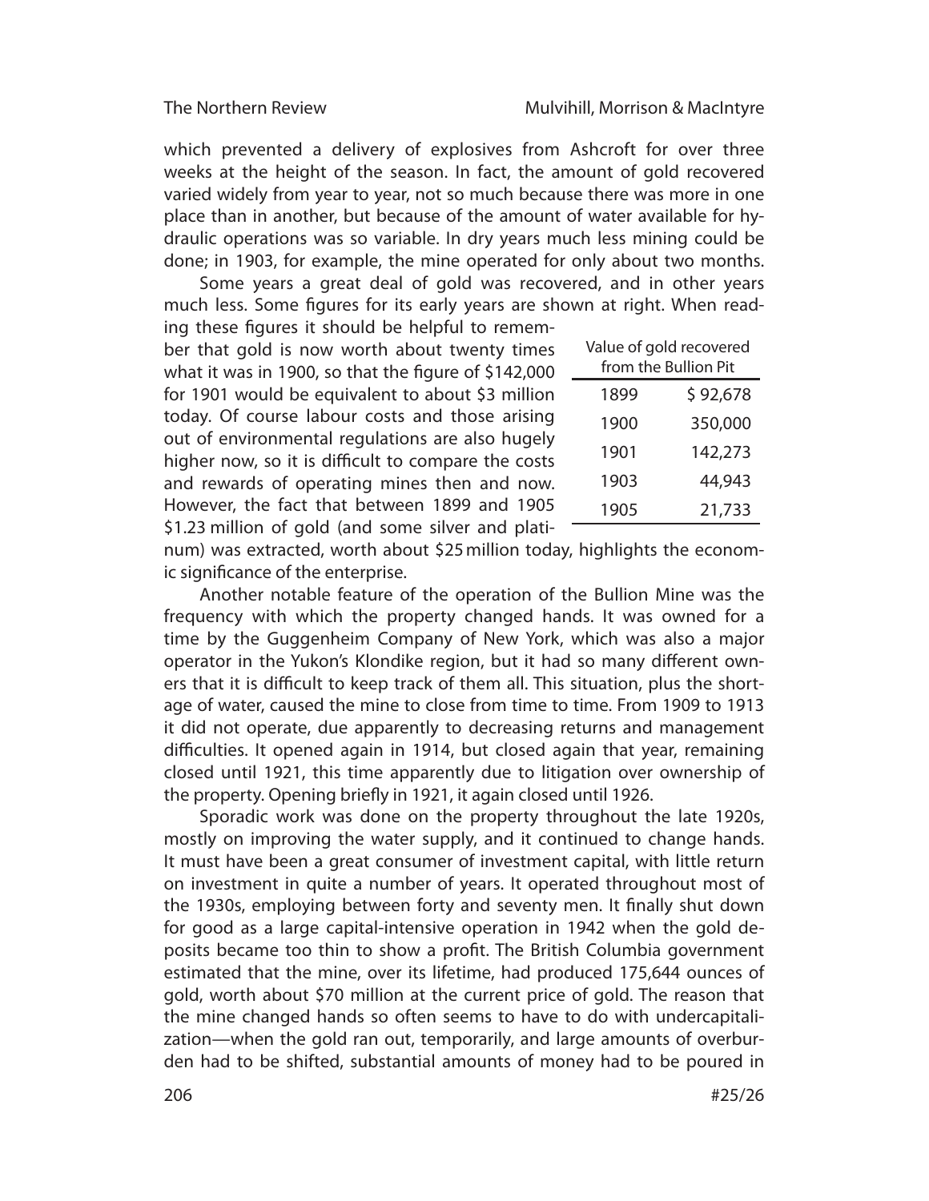which prevented a delivery of explosives from Ashcroft for over three weeks at the height of the season. In fact, the amount of gold recovered varied widely from year to year, not so much because there was more in one place than in another, but because of the amount of water available for hydraulic operations was so variable. In dry years much less mining could be done; in 1903, for example, the mine operated for only about two months.

Some years a great deal of gold was recovered, and in other years much less. Some figures for its early years are shown at right. When reading these figures it should be helpful to remember that gold is now worth about twenty times what it was in 1900, so that the figure of $142,000 for 1901 would be equivalent to about $3 million today. Of course labour costs and those arising out of environmental regulations are also hugely higher now, so it is difficult to compare the costs and rewards of operating mines then and now. However, the fact that between 1899 and 1905 $1.23 million of gold (and some silver and platinum) was extracted, worth about $25 million today, highlights the economic significance of the enterprise.

| Value of gold recovered from the Bullion Pit | |
|---|---|
| 1899 | $ 92,678 |
| 1900 | 350,000 |
| 1901 | 142,273 |
| 1903 | 44,943 |
| 1905 | 21,733 |

Another notable feature of the operation of the Bullion Mine was the frequency with which the property changed hands. It was owned for a time by the Guggenheim Company of New York, which was also a major operator in the Yukon's Klondike region, but it had so many different owners that it is difficult to keep track of them all. This situation, plus the shortage of water, caused the mine to close from time to time. From 1909 to 1913 it did not operate, due apparently to decreasing returns and management difficulties. It opened again in 1914, but closed again that year, remaining closed until 1921, this time apparently due to litigation over ownership of the property. Opening briefly in 1921, it again closed until 1926.

Sporadic work was done on the property throughout the late 1920s, mostly on improving the water supply, and it continued to change hands. It must have been a great consumer of investment capital, with little return on investment in quite a number of years. It operated throughout most of the 1930s, employing between forty and seventy men. It finally shut down for good as a large capital-intensive operation in 1942 when the gold deposits became too thin to show a profit. The British Columbia government estimated that the mine, over its lifetime, had produced 175,644 ounces of gold, worth about $70 million at the current price of gold. The reason that the mine changed hands so often seems to have to do with undercapitalization—when the gold ran out, temporarily, and large amounts of overburden had to be shifted, substantial amounts of money had to be poured in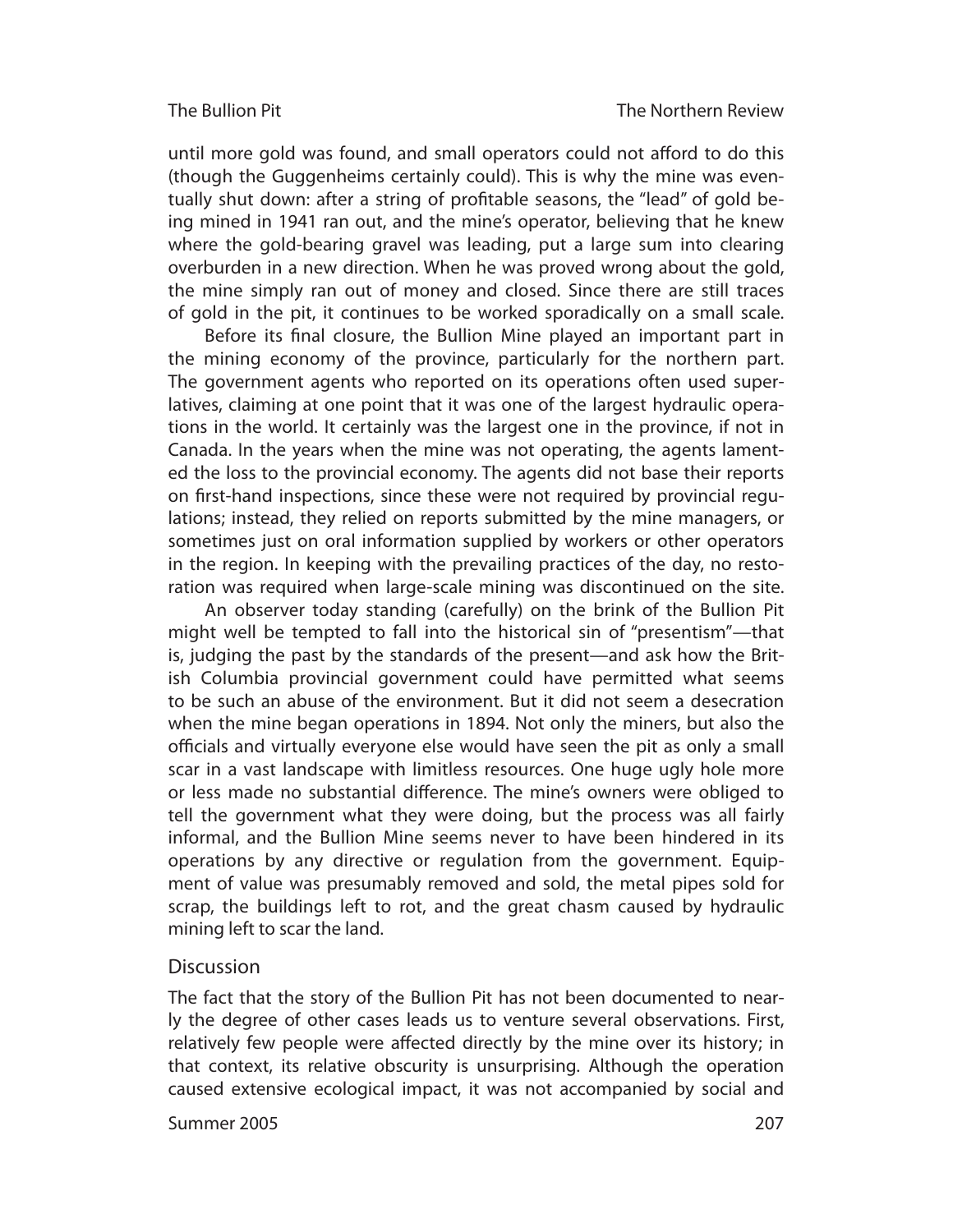until more gold was found, and small operators could not afford to do this (though the Guggenheims certainly could). This is why the mine was eventually shut down: after a string of profitable seasons, the "lead" of gold being mined in 1941 ran out, and the mine's operator, believing that he knew where the gold-bearing gravel was leading, put a large sum into clearing overburden in a new direction. When he was proved wrong about the gold, the mine simply ran out of money and closed. Since there are still traces of gold in the pit, it continues to be worked sporadically on a small scale.

Before its final closure, the Bullion Mine played an important part in the mining economy of the province, particularly for the northern part. The government agents who reported on its operations often used superlatives, claiming at one point that it was one of the largest hydraulic operations in the world. It certainly was the largest one in the province, if not in Canada. In the years when the mine was not operating, the agents lamented the loss to the provincial economy. The agents did not base their reports on first-hand inspections, since these were not required by provincial regulations; instead, they relied on reports submitted by the mine managers, or sometimes just on oral information supplied by workers or other operators in the region. In keeping with the prevailing practices of the day, no restoration was required when large-scale mining was discontinued on the site.

An observer today standing (carefully) on the brink of the Bullion Pit might well be tempted to fall into the historical sin of "presentism"—that is, judging the past by the standards of the present—and ask how the British Columbia provincial government could have permitted what seems to be such an abuse of the environment. But it did not seem a desecration when the mine began operations in 1894. Not only the miners, but also the officials and virtually everyone else would have seen the pit as only a small scar in a vast landscape with limitless resources. One huge ugly hole more or less made no substantial difference. The mine's owners were obliged to tell the government what they were doing, but the process was all fairly informal, and the Bullion Mine seems never to have been hindered in its operations by any directive or regulation from the government. Equipment of value was presumably removed and sold, the metal pipes sold for scrap, the buildings left to rot, and the great chasm caused by hydraulic mining left to scar the land.

## Discussion

The fact that the story of the Bullion Pit has not been documented to nearly the degree of other cases leads us to venture several observations. First, relatively few people were affected directly by the mine over its history; in that context, its relative obscurity is unsurprising. Although the operation caused extensive ecological impact, it was not accompanied by social and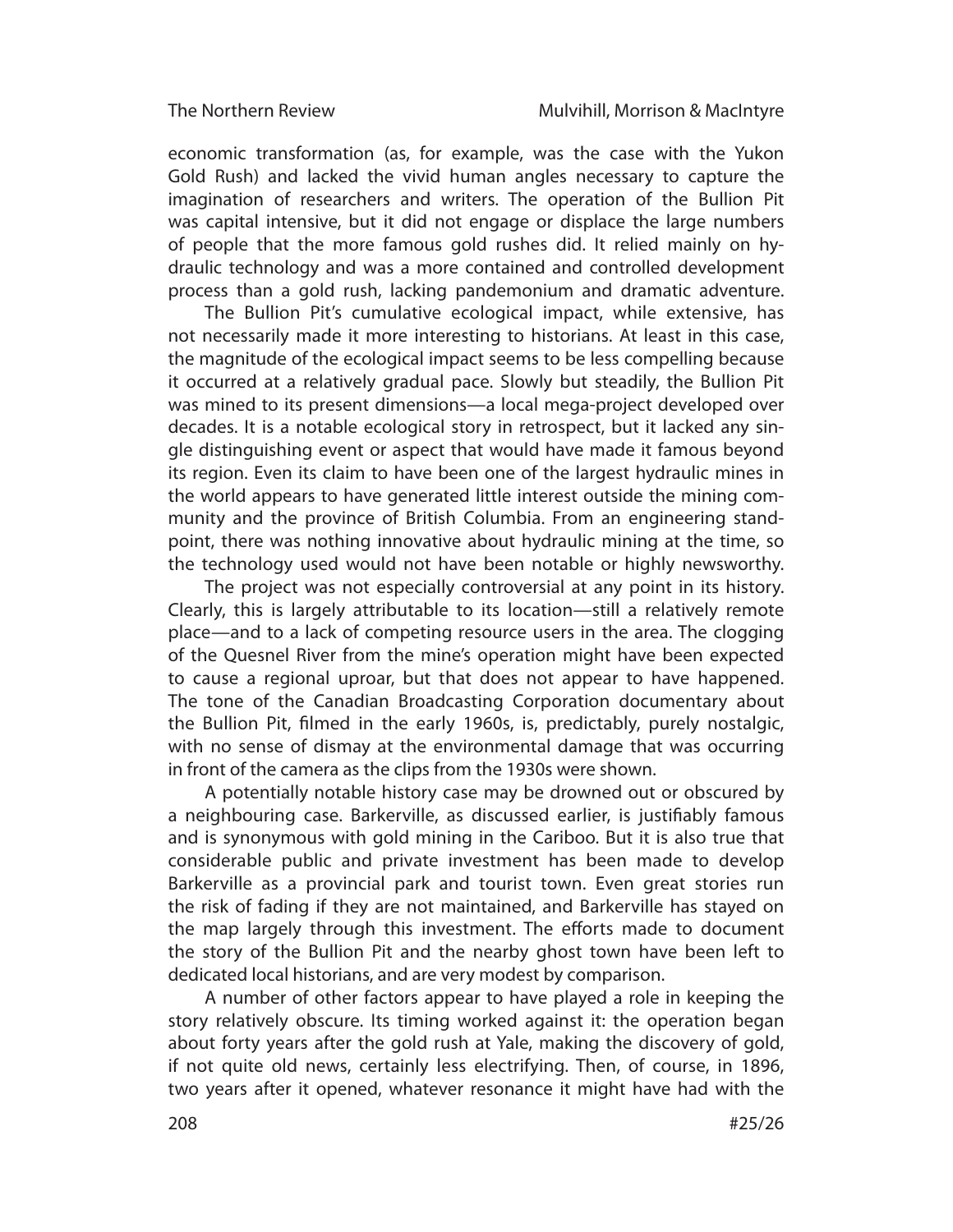economic transformation (as, for example, was the case with the Yukon Gold Rush) and lacked the vivid human angles necessary to capture the imagination of researchers and writers. The operation of the Bullion Pit was capital intensive, but it did not engage or displace the large numbers of people that the more famous gold rushes did. It relied mainly on hydraulic technology and was a more contained and controlled development process than a gold rush, lacking pandemonium and dramatic adventure.

The Bullion Pit's cumulative ecological impact, while extensive, has not necessarily made it more interesting to historians. At least in this case, the magnitude of the ecological impact seems to be less compelling because it occurred at a relatively gradual pace. Slowly but steadily, the Bullion Pit was mined to its present dimensions—a local mega-project developed over decades. It is a notable ecological story in retrospect, but it lacked any single distinguishing event or aspect that would have made it famous beyond its region. Even its claim to have been one of the largest hydraulic mines in the world appears to have generated little interest outside the mining community and the province of British Columbia. From an engineering standpoint, there was nothing innovative about hydraulic mining at the time, so the technology used would not have been notable or highly newsworthy.

The project was not especially controversial at any point in its history. Clearly, this is largely attributable to its location—still a relatively remote place—and to a lack of competing resource users in the area. The clogging of the Quesnel River from the mine's operation might have been expected to cause a regional uproar, but that does not appear to have happened. The tone of the Canadian Broadcasting Corporation documentary about the Bullion Pit, filmed in the early 1960s, is, predictably, purely nostalgic, with no sense of dismay at the environmental damage that was occurring in front of the camera as the clips from the 1930s were shown.

A potentially notable history case may be drowned out or obscured by a neighbouring case. Barkerville, as discussed earlier, is justifiably famous and is synonymous with gold mining in the Cariboo. But it is also true that considerable public and private investment has been made to develop Barkerville as a provincial park and tourist town. Even great stories run the risk of fading if they are not maintained, and Barkerville has stayed on the map largely through this investment. The efforts made to document the story of the Bullion Pit and the nearby ghost town have been left to dedicated local historians, and are very modest by comparison.

A number of other factors appear to have played a role in keeping the story relatively obscure. Its timing worked against it: the operation began about forty years after the gold rush at Yale, making the discovery of gold, if not quite old news, certainly less electrifying. Then, of course, in 1896, two years after it opened, whatever resonance it might have had with the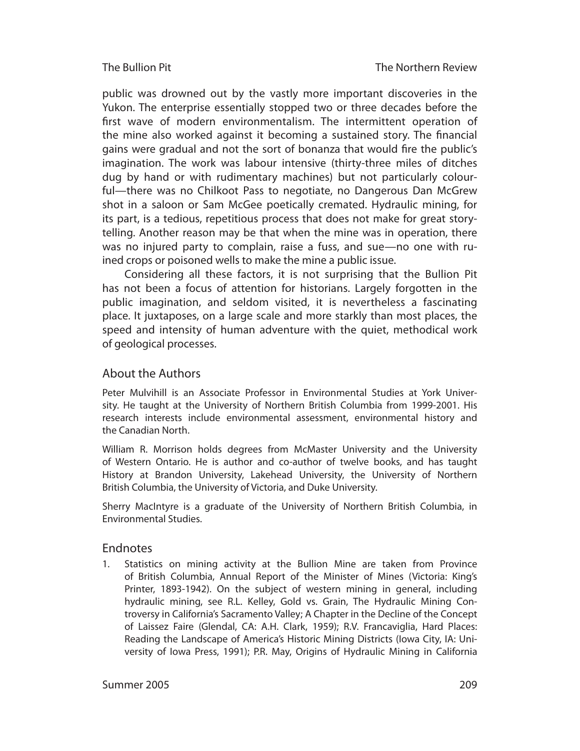public was drowned out by the vastly more important discoveries in the Yukon. The enterprise essentially stopped two or three decades before the first wave of modern environmentalism. The intermittent operation of the mine also worked against it becoming a sustained story. The financial gains were gradual and not the sort of bonanza that would fire the public's imagination. The work was labour intensive (thirty-three miles of ditches dug by hand or with rudimentary machines) but not particularly colourful—there was no Chilkoot Pass to negotiate, no Dangerous Dan McGrew shot in a saloon or Sam McGee poetically cremated. Hydraulic mining, for its part, is a tedious, repetitious process that does not make for great storytelling. Another reason may be that when the mine was in operation, there was no injured party to complain, raise a fuss, and sue—no one with ruined crops or poisoned wells to make the mine a public issue.

Considering all these factors, it is not surprising that the Bullion Pit has not been a focus of attention for historians. Largely forgotten in the public imagination, and seldom visited, it is nevertheless a fascinating place. It juxtaposes, on a large scale and more starkly than most places, the speed and intensity of human adventure with the quiet, methodical work of geological processes.

## About the Authors

Peter Mulvihill is an Associate Professor in Environmental Studies at York University. He taught at the University of Northern British Columbia from 1999-2001. His research interests include environmental assessment, environmental history and the Canadian North.

William R. Morrison holds degrees from McMaster University and the University of Western Ontario. He is author and co-author of twelve books, and has taught History at Brandon University, Lakehead University, the University of Northern British Columbia, the University of Victoria, and Duke University.

Sherry MacIntyre is a graduate of the University of Northern British Columbia, in Environmental Studies.

## Endnotes

1. Statistics on mining activity at the Bullion Mine are taken from Province of British Columbia, Annual Report of the Minister of Mines (Victoria: King's Printer, 1893-1942). On the subject of western mining in general, including hydraulic mining, see R.L. Kelley, Gold vs. Grain, The Hydraulic Mining Controversy in California's Sacramento Valley; A Chapter in the Decline of the Concept of Laissez Faire (Glendal, CA: A.H. Clark, 1959); R.V. Francaviglia, Hard Places: Reading the Landscape of America's Historic Mining Districts (Iowa City, IA: University of Iowa Press, 1991); P.R. May, Origins of Hydraulic Mining in California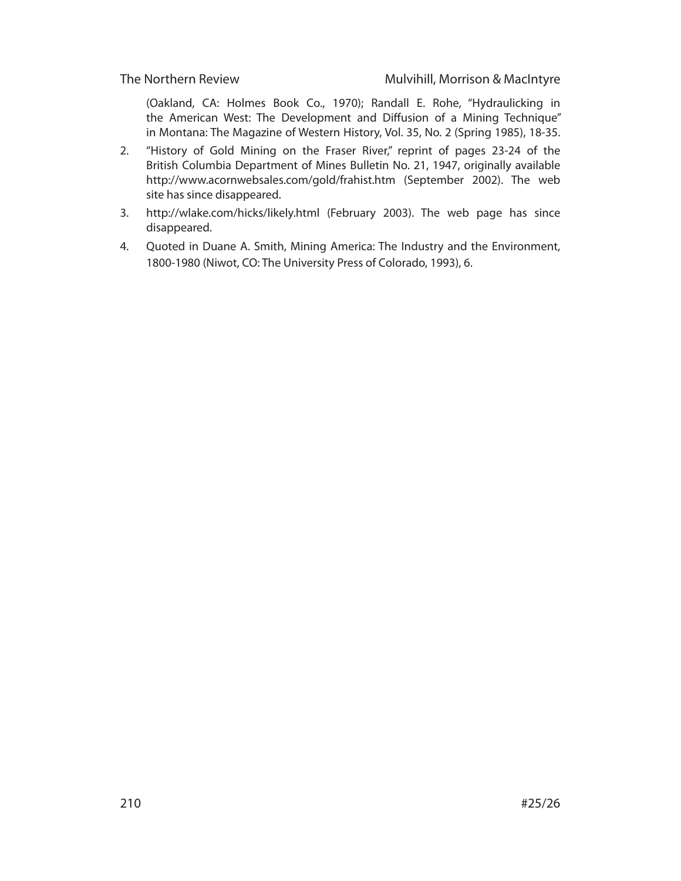(Oakland, CA: Holmes Book Co., 1970); Randall E. Rohe, "Hydraulicking in the American West: The Development and Diffusion of a Mining Technique" in Montana: The Magazine of Western History, Vol. 35, No. 2 (Spring 1985), 18-35.

2. "History of Gold Mining on the Fraser River," reprint of pages 23-24 of the British Columbia Department of Mines Bulletin No. 21, 1947, originally available http://www.acornwebsales.com/gold/frahist.htm (September 2002). The web site has since disappeared.
3. http://wlake.com/hicks/likely.html (February 2003). The web page has since disappeared.
4. Quoted in Duane A. Smith, Mining America: The Industry and the Environment, 1800-1980 (Niwot, CO: The University Press of Colorado, 1993), 6.